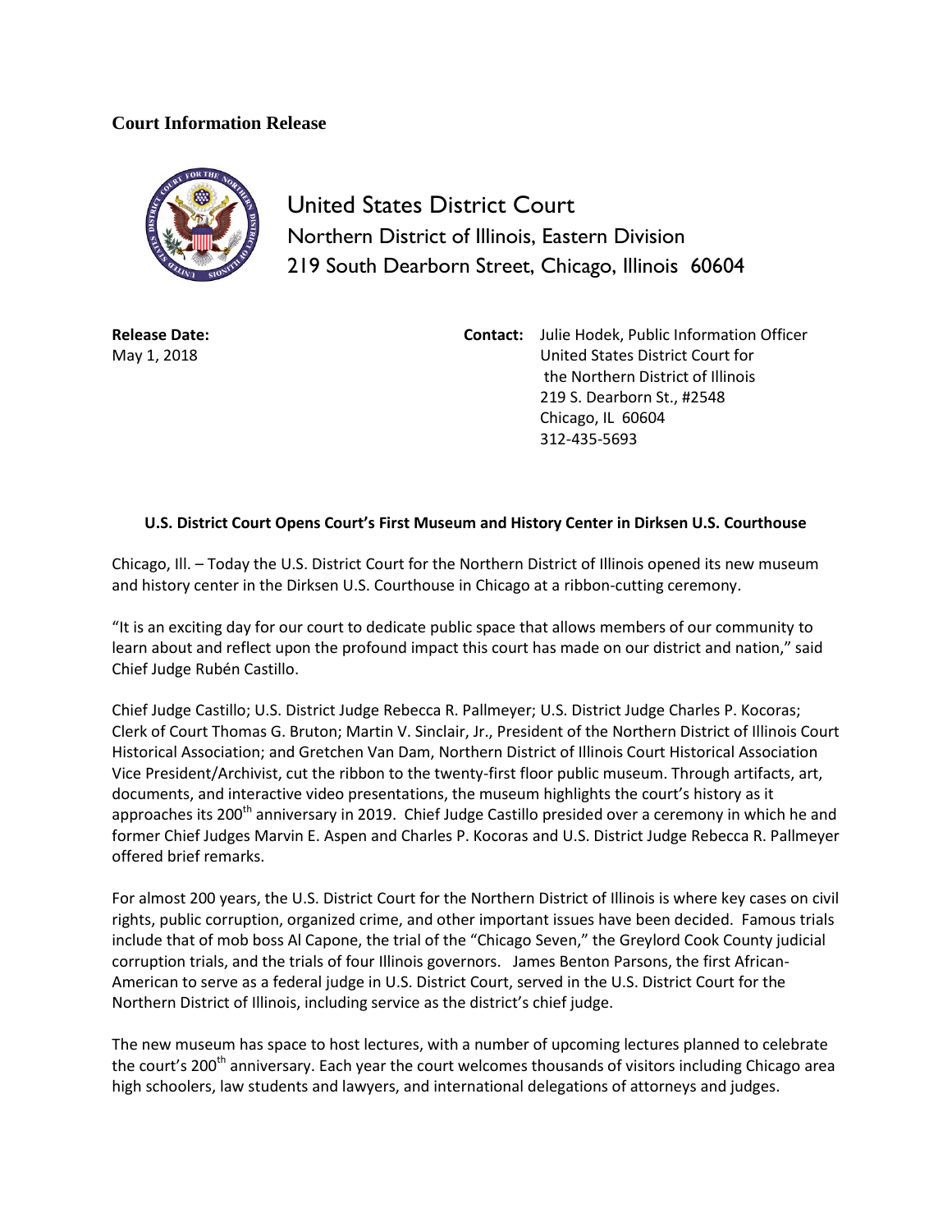**Court Information Release**

United States District Court
Northern District of Illinois, Eastern Division
219 South Dearborn Street, Chicago, Illinois 60604

**Release Date:**
May 1, 2018

**Contact:** Julie Hodek, Public Information Officer
United States District Court for
the Northern District of Illinois
219 S. Dearborn St., #2548
Chicago, IL 60604
312-435-5693

**U.S. District Court Opens Court's First Museum and History Center in Dirksen U.S. Courthouse**

Chicago, Ill. – Today the U.S. District Court for the Northern District of Illinois opened its new museum and history center in the Dirksen U.S. Courthouse in Chicago at a ribbon-cutting ceremony.

"It is an exciting day for our court to dedicate public space that allows members of our community to learn about and reflect upon the profound impact this court has made on our district and nation," said Chief Judge Rubén Castillo.

Chief Judge Castillo; U.S. District Judge Rebecca R. Pallmeyer; U.S. District Judge Charles P. Kocoras; Clerk of Court Thomas G. Bruton; Martin V. Sinclair, Jr., President of the Northern District of Illinois Court Historical Association; and Gretchen Van Dam, Northern District of Illinois Court Historical Association Vice President/Archivist, cut the ribbon to the twenty-first floor public museum. Through artifacts, art, documents, and interactive video presentations, the museum highlights the court's history as it approaches its 200th anniversary in 2019. Chief Judge Castillo presided over a ceremony in which he and former Chief Judges Marvin E. Aspen and Charles P. Kocoras and U.S. District Judge Rebecca R. Pallmeyer offered brief remarks.

For almost 200 years, the U.S. District Court for the Northern District of Illinois is where key cases on civil rights, public corruption, organized crime, and other important issues have been decided. Famous trials include that of mob boss Al Capone, the trial of the "Chicago Seven," the Greylord Cook County judicial corruption trials, and the trials of four Illinois governors. James Benton Parsons, the first African-American to serve as a federal judge in U.S. District Court, served in the U.S. District Court for the Northern District of Illinois, including service as the district's chief judge.

The new museum has space to host lectures, with a number of upcoming lectures planned to celebrate the court's 200th anniversary. Each year the court welcomes thousands of visitors including Chicago area high schoolers, law students and lawyers, and international delegations of attorneys and judges.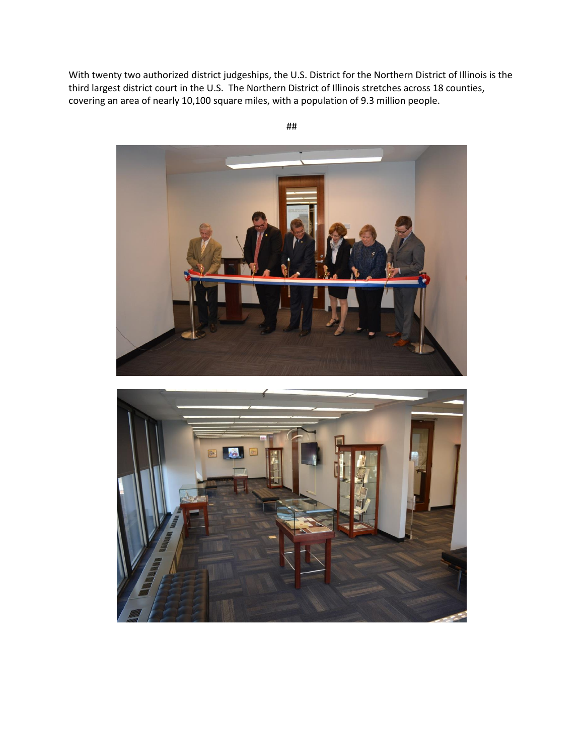With twenty two authorized district judgeships, the U.S. District for the Northern District of Illinois is the third largest district court in the U.S. The Northern District of Illinois stretches across 18 counties, covering an area of nearly 10,100 square miles, with a population of 9.3 million people.

##